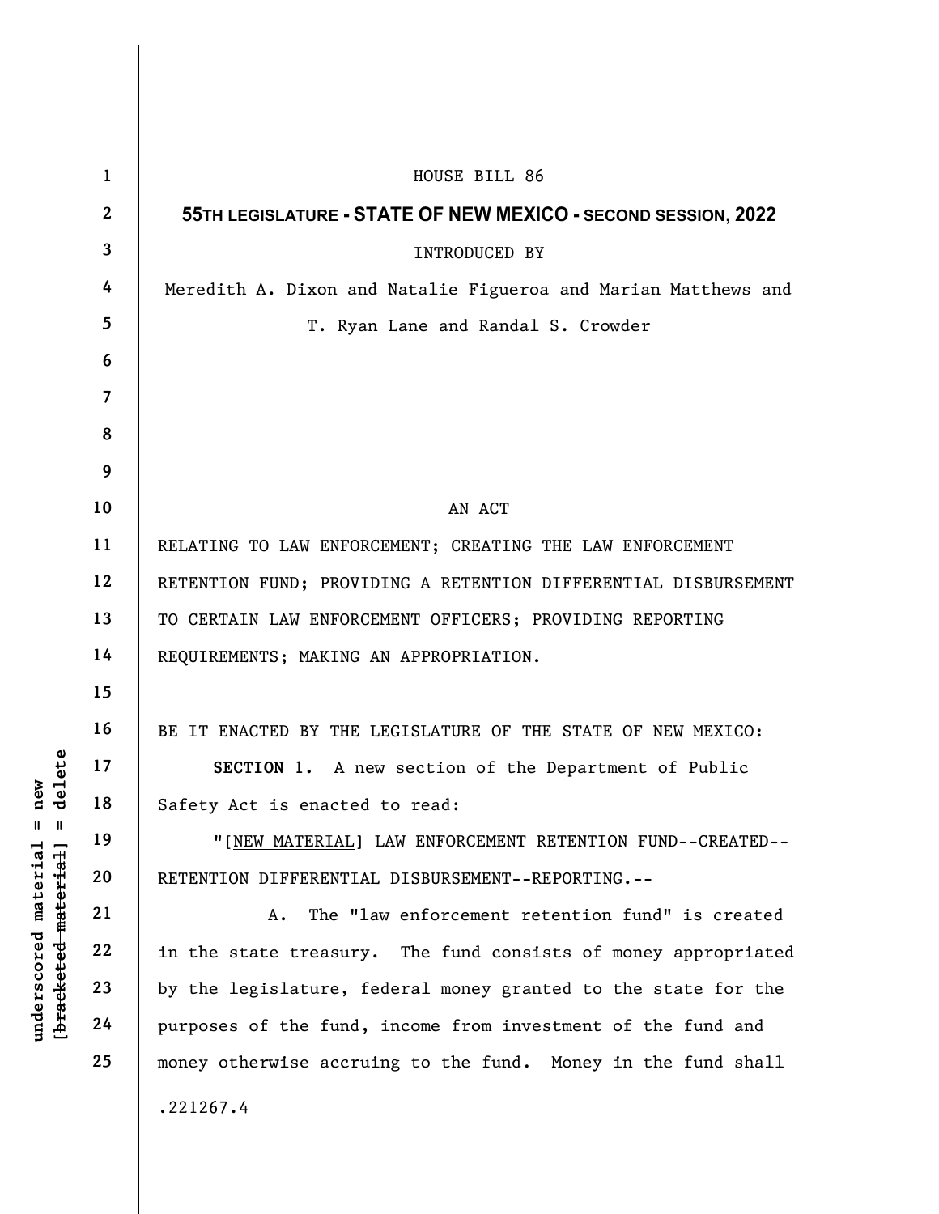HOUSE BILL 86

**55TH LEGISLATURE - STATE OF NEW MEXICO - SECOND SESSION, 2022**

INTRODUCED BY

Meredith A. Dixon and Natalie Figueroa and Marian Matthews and T. Ryan Lane and Randal S. Crowder

AN ACT

RELATING TO LAW ENFORCEMENT; CREATING THE LAW ENFORCEMENT RETENTION FUND; PROVIDING A RETENTION DIFFERENTIAL DISBURSEMENT TO CERTAIN LAW ENFORCEMENT OFFICERS; PROVIDING REPORTING REQUIREMENTS; MAKING AN APPROPRIATION.

BE IT ENACTED BY THE LEGISLATURE OF THE STATE OF NEW MEXICO:

**SECTION 1.** A new section of the Department of Public Safety Act is enacted to read:

"[NEW MATERIAL] LAW ENFORCEMENT RETENTION FUND--CREATED--RETENTION DIFFERENTIAL DISBURSEMENT--REPORTING.--

A. The "law enforcement retention fund" is created in the state treasury. The fund consists of money appropriated by the legislature, federal money granted to the state for the purposes of the fund, income from investment of the fund and money otherwise accruing to the fund. Money in the fund shall

.221267.4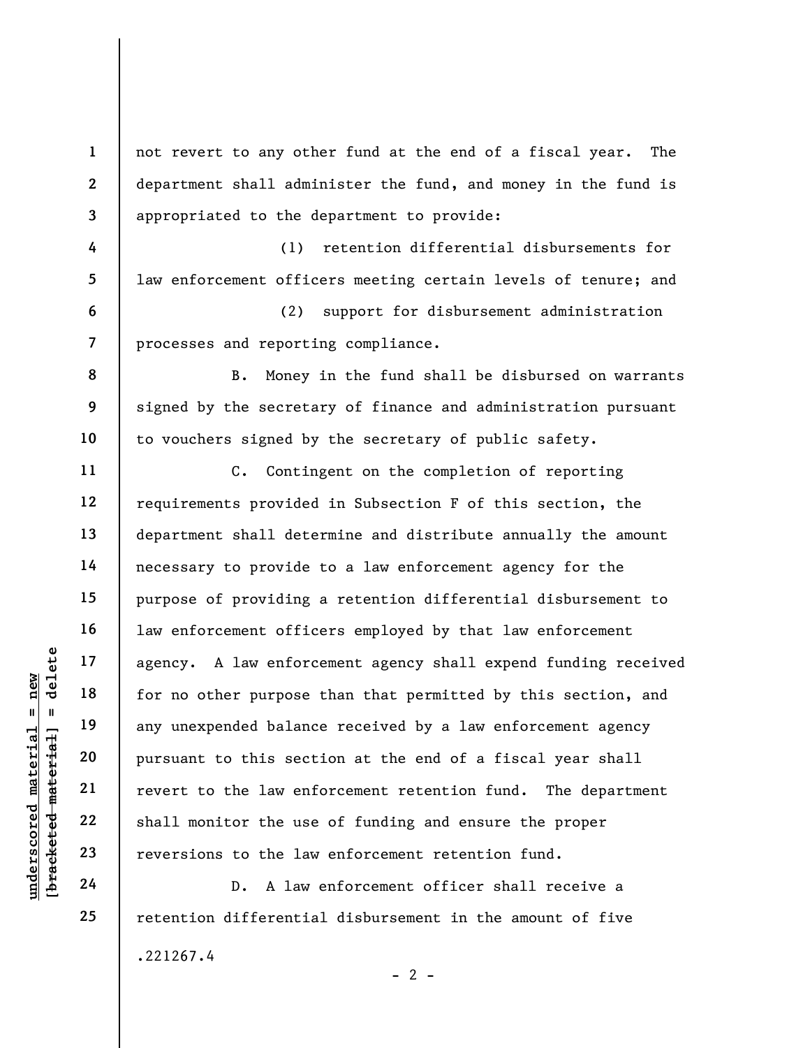not revert to any other fund at the end of a fiscal year. The department shall administer the fund, and money in the fund is appropriated to the department to provide:

(1) retention differential disbursements for law enforcement officers meeting certain levels of tenure; and

(2) support for disbursement administration processes and reporting compliance.

B. Money in the fund shall be disbursed on warrants signed by the secretary of finance and administration pursuant to vouchers signed by the secretary of public safety.

C. Contingent on the completion of reporting requirements provided in Subsection F of this section, the department shall determine and distribute annually the amount necessary to provide to a law enforcement agency for the purpose of providing a retention differential disbursement to law enforcement officers employed by that law enforcement agency. A law enforcement agency shall expend funding received for no other purpose than that permitted by this section, and any unexpended balance received by a law enforcement agency pursuant to this section at the end of a fiscal year shall revert to the law enforcement retention fund. The department shall monitor the use of funding and ensure the proper reversions to the law enforcement retention fund.

D. A law enforcement officer shall receive a retention differential disbursement in the amount of five

.221267.4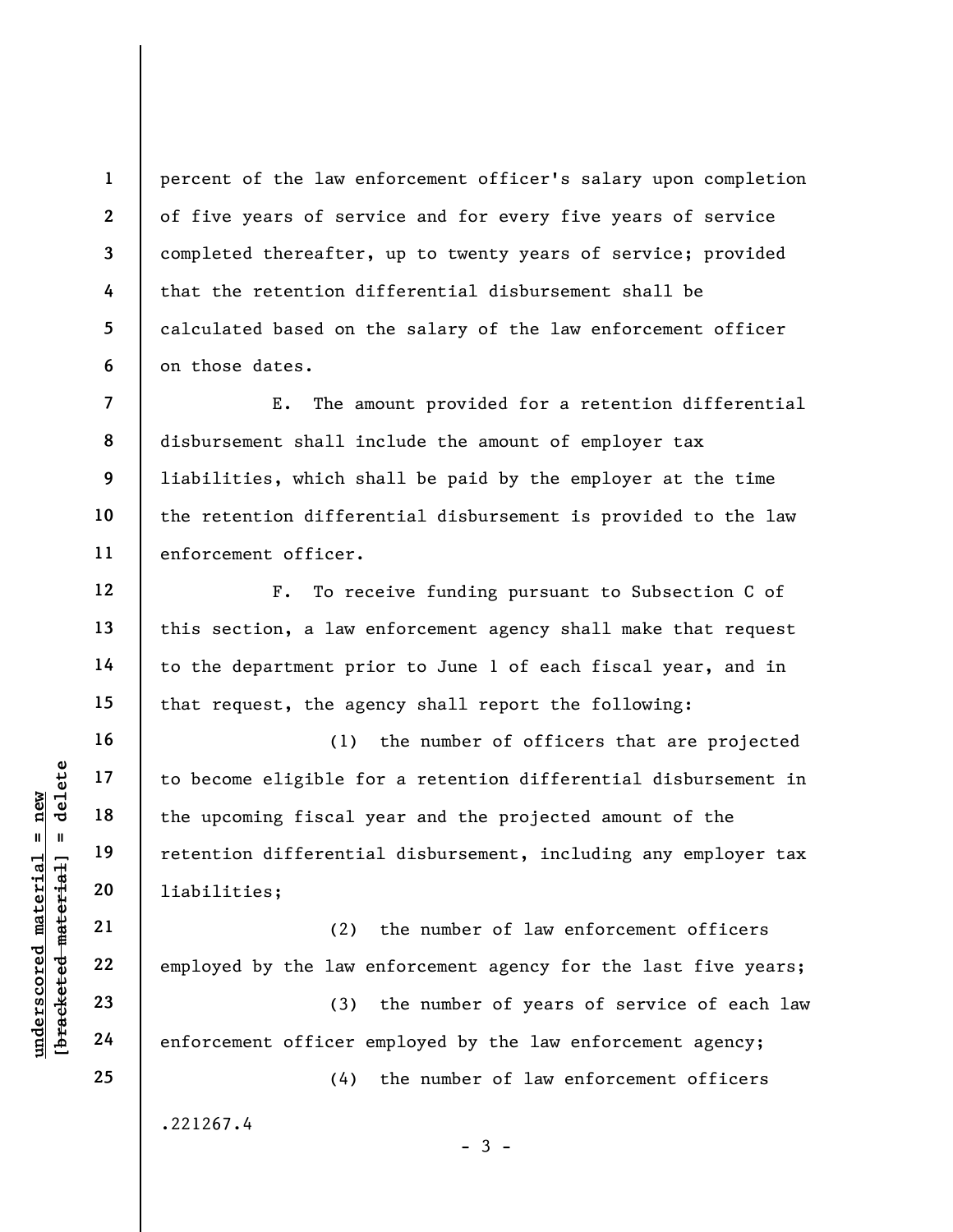percent of the law enforcement officer's salary upon completion of five years of service and for every five years of service completed thereafter, up to twenty years of service; provided that the retention differential disbursement shall be calculated based on the salary of the law enforcement officer on those dates.

E. The amount provided for a retention differential disbursement shall include the amount of employer tax liabilities, which shall be paid by the employer at the time the retention differential disbursement is provided to the law enforcement officer.

F. To receive funding pursuant to Subsection C of this section, a law enforcement agency shall make that request to the department prior to June 1 of each fiscal year, and in that request, the agency shall report the following:

(1) the number of officers that are projected to become eligible for a retention differential disbursement in the upcoming fiscal year and the projected amount of the retention differential disbursement, including any employer tax liabilities;

(2) the number of law enforcement officers employed by the law enforcement agency for the last five years;

(3) the number of years of service of each law enforcement officer employed by the law enforcement agency;

(4) the number of law enforcement officers

.221267.4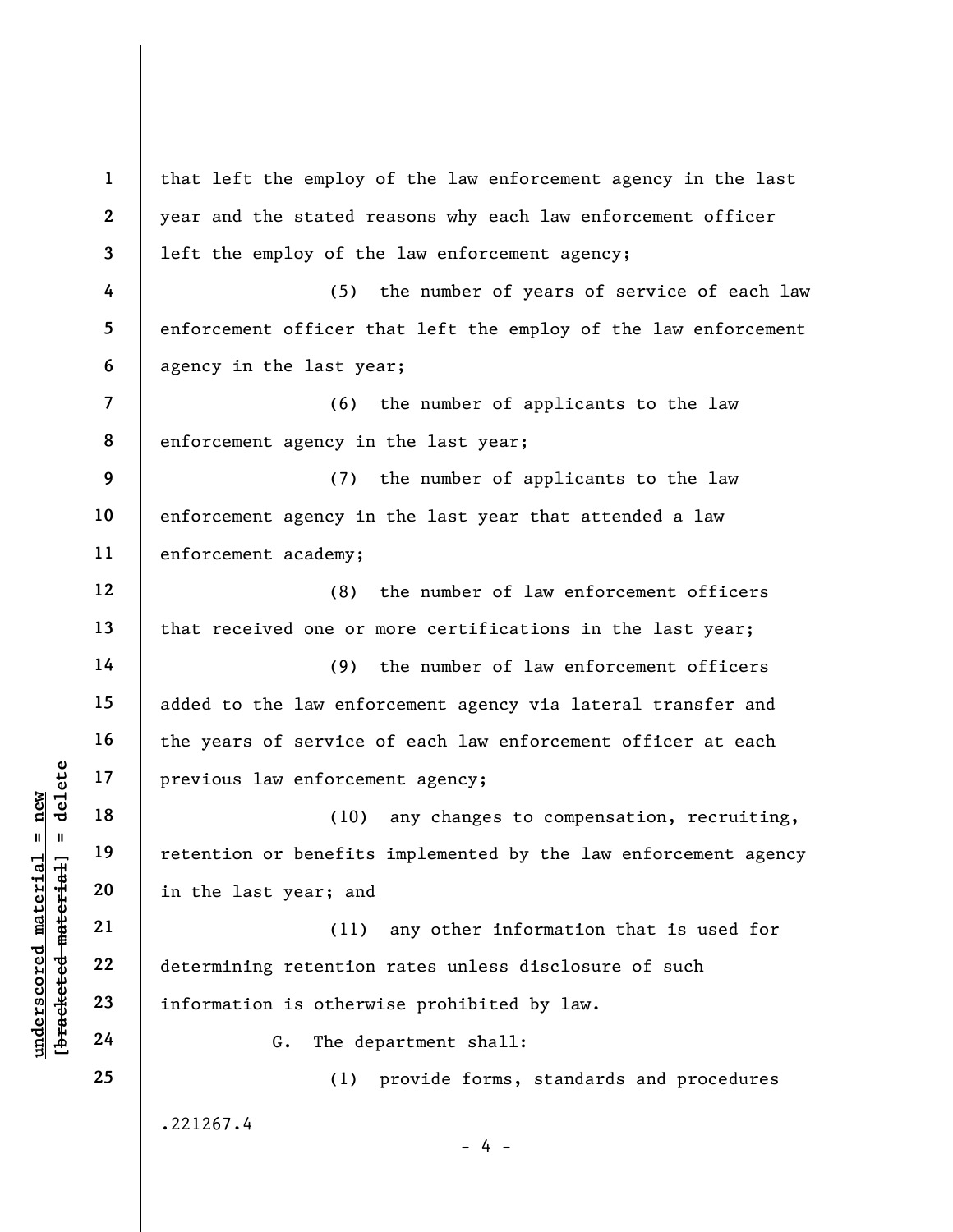that left the employ of the law enforcement agency in the last year and the stated reasons why each law enforcement officer left the employ of the law enforcement agency;

(5) the number of years of service of each law enforcement officer that left the employ of the law enforcement agency in the last year;

(6) the number of applicants to the law enforcement agency in the last year;

(7) the number of applicants to the law enforcement agency in the last year that attended a law enforcement academy;

(8) the number of law enforcement officers that received one or more certifications in the last year;

(9) the number of law enforcement officers added to the law enforcement agency via lateral transfer and the years of service of each law enforcement officer at each previous law enforcement agency;

(10) any changes to compensation, recruiting, retention or benefits implemented by the law enforcement agency in the last year; and

(11) any other information that is used for determining retention rates unless disclosure of such information is otherwise prohibited by law.

G. The department shall:

(1) provide forms, standards and procedures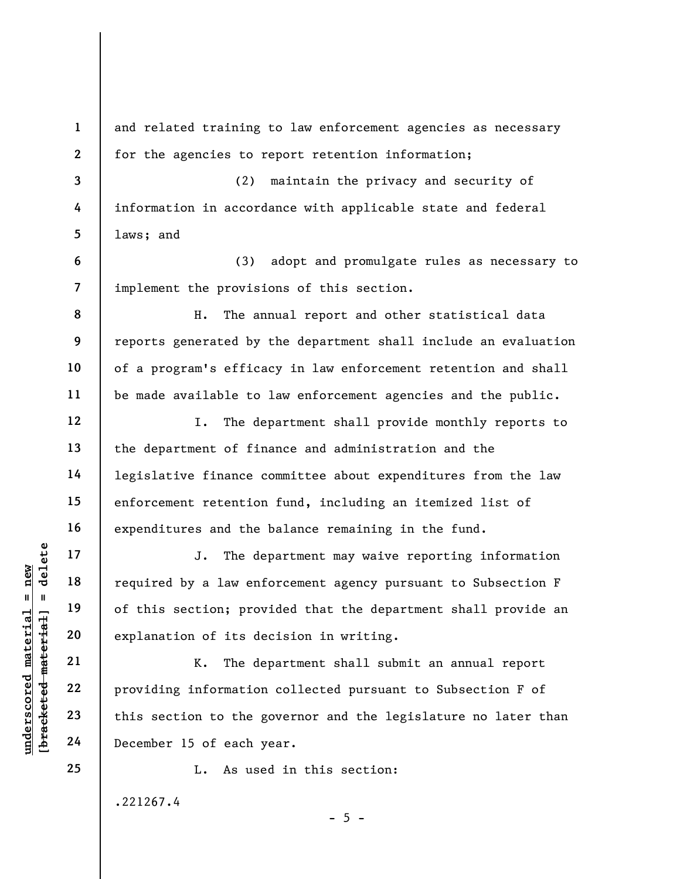and related training to law enforcement agencies as necessary for the agencies to report retention information;

(2) maintain the privacy and security of information in accordance with applicable state and federal laws; and

(3) adopt and promulgate rules as necessary to implement the provisions of this section.

H. The annual report and other statistical data reports generated by the department shall include an evaluation of a program's efficacy in law enforcement retention and shall be made available to law enforcement agencies and the public.

I. The department shall provide monthly reports to the department of finance and administration and the legislative finance committee about expenditures from the law enforcement retention fund, including an itemized list of expenditures and the balance remaining in the fund.

J. The department may waive reporting information required by a law enforcement agency pursuant to Subsection F of this section; provided that the department shall provide an explanation of its decision in writing.

K. The department shall submit an annual report providing information collected pursuant to Subsection F of this section to the governor and the legislature no later than December 15 of each year.

L. As used in this section:

.221267.4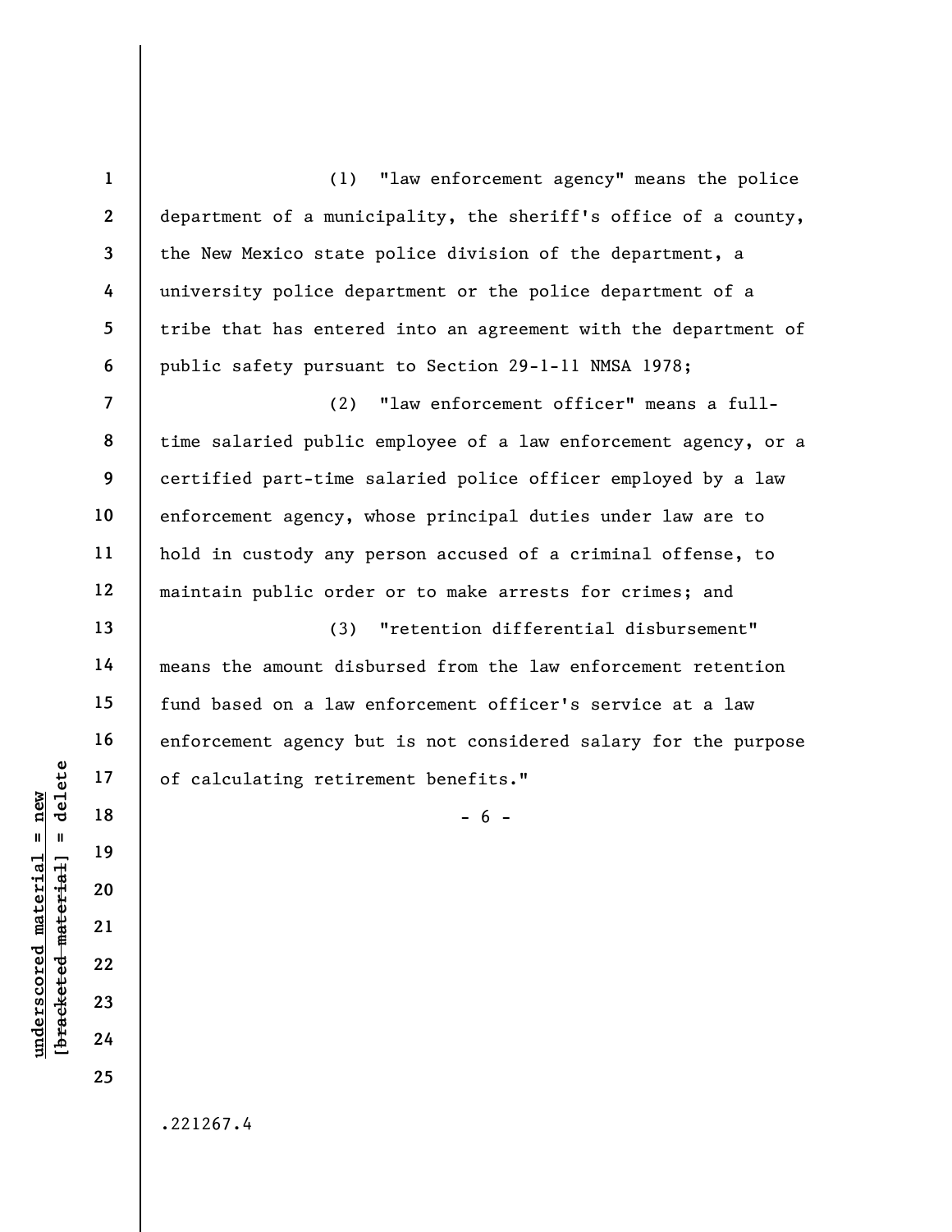(1) "law enforcement agency" means the police department of a municipality, the sheriff's office of a county, the New Mexico state police division of the department, a university police department or the police department of a tribe that has entered into an agreement with the department of public safety pursuant to Section 29-1-11 NMSA 1978;

(2) "law enforcement officer" means a full-time salaried public employee of a law enforcement agency, or a certified part-time salaried police officer employed by a law enforcement agency, whose principal duties under law are to hold in custody any person accused of a criminal offense, to maintain public order or to make arrests for crimes; and

(3) "retention differential disbursement" means the amount disbursed from the law enforcement retention fund based on a law enforcement officer's service at a law enforcement agency but is not considered salary for the purpose of calculating retirement benefits."